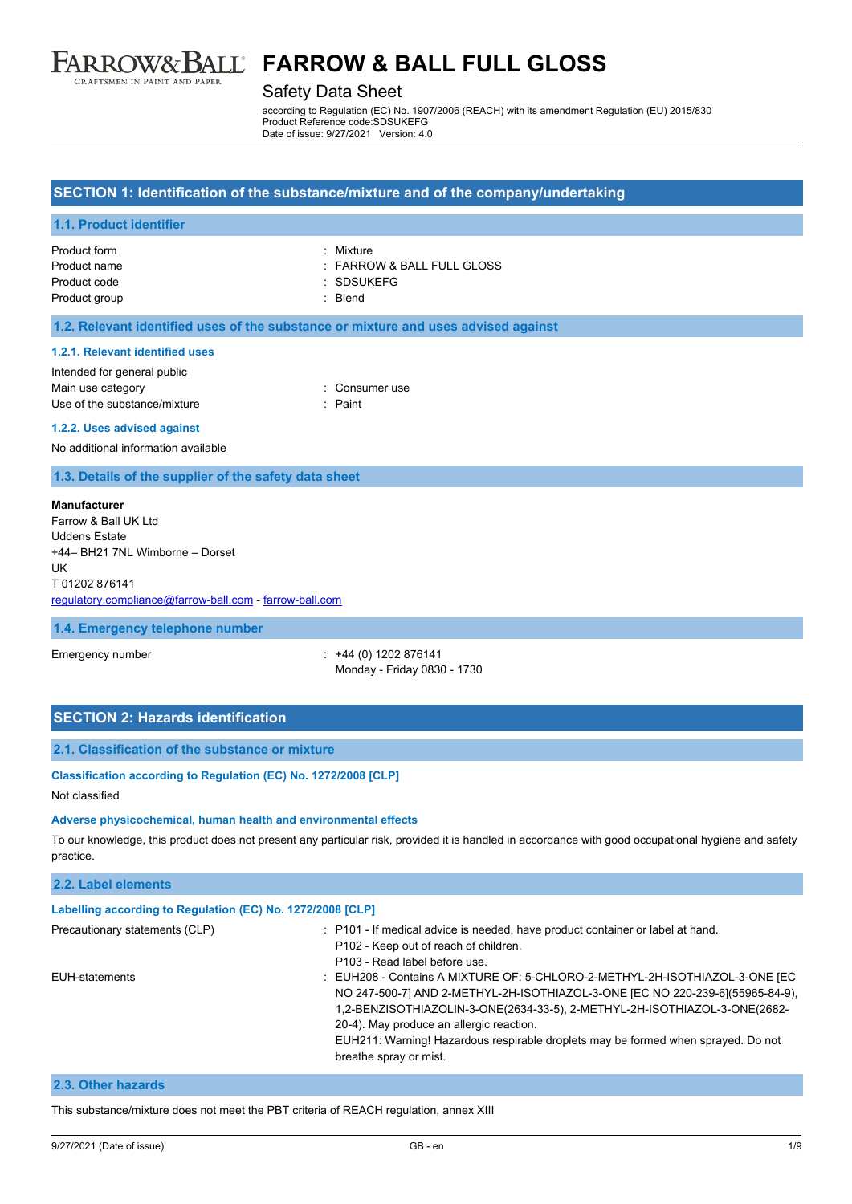# FARROW & BALL FULL GLOSS

Safety Data Sheet

according to Regulation (EC) No. 1907/2006 (REACH) with its amendment Regulation (EU) 2015/830
Product Reference code:SDSUKEFG
Date of issue: 9/27/2021 Version: 4.0

## SECTION 1: Identification of the substance/mixture and of the company/undertaking

### 1.1. Product identifier

| | |
|---|---|
| Product form | : Mixture |
| Product name | : FARROW & BALL FULL GLOSS |
| Product code | : SDSUKEFG |
| Product group | : Blend |

### 1.2. Relevant identified uses of the substance or mixture and uses advised against

#### 1.2.1. Relevant identified uses

Intended for general public

| | |
|---|---|
| Main use category | : Consumer use |
| Use of the substance/mixture | : Paint |

#### 1.2.2. Uses advised against

No additional information available

### 1.3. Details of the supplier of the safety data sheet

**Manufacturer**
Farrow & Ball UK Ltd
Uddens Estate
+44– BH21 7NL Wimborne – Dorset
UK
T 01202 876141
regulatory.compliance@farrow-ball.com - farrow-ball.com

### 1.4. Emergency telephone number

| | |
|---|---|
| Emergency number | : +44 (0) 1202 876141<br>Monday - Friday 0830 - 1730 |

## SECTION 2: Hazards identification

### 2.1. Classification of the substance or mixture

#### Classification according to Regulation (EC) No. 1272/2008 [CLP]

Not classified

#### Adverse physicochemical, human health and environmental effects

To our knowledge, this product does not present any particular risk, provided it is handled in accordance with good occupational hygiene and safety practice.

### 2.2. Label elements

#### Labelling according to Regulation (EC) No. 1272/2008 [CLP]

| | |
|---|---|
| Precautionary statements (CLP) | : P101 - If medical advice is needed, have product container or label at hand.<br>P102 - Keep out of reach of children.<br>P103 - Read label before use. |
| EUH-statements | : EUH208 - Contains A MIXTURE OF: 5-CHLORO-2-METHYL-2H-ISOTHIAZOL-3-ONE [EC NO 247-500-7] AND 2-METHYL-2H-ISOTHIAZOL-3-ONE [EC NO 220-239-6](55965-84-9), 1,2-BENZISOTHIAZOLIN-3-ONE(2634-33-5), 2-METHYL-2H-ISOTHIAZOL-3-ONE(2682-20-4). May produce an allergic reaction.<br>EUH211: Warning! Hazardous respirable droplets may be formed when sprayed. Do not breathe spray or mist. |

### 2.3. Other hazards

This substance/mixture does not meet the PBT criteria of REACH regulation, annex XIII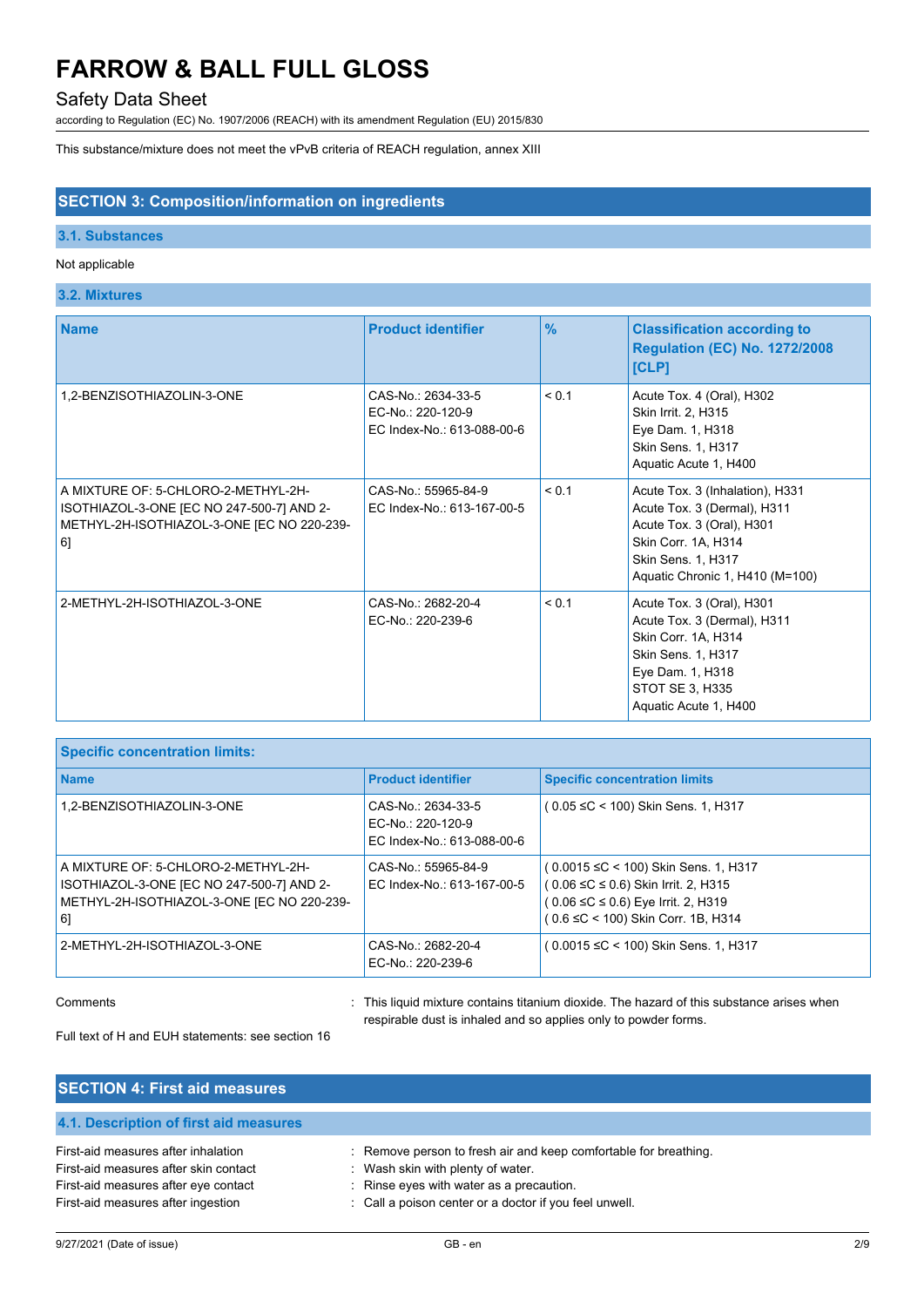This substance/mixture does not meet the vPvB criteria of REACH regulation, annex XIII

## SECTION 3: Composition/information on ingredients

### 3.1. Substances

Not applicable

### 3.2. Mixtures

| Name | Product identifier | % | Classification according to Regulation (EC) No. 1272/2008 [CLP] |
|---|---|---|---|
| 1,2-BENZISOTHIAZOLIN-3-ONE | CAS-No.: 2634-33-5<br>EC-No.: 220-120-9<br>EC Index-No.: 613-088-00-6 | < 0.1 | Acute Tox. 4 (Oral), H302<br>Skin Irrit. 2, H315<br>Eye Dam. 1, H318<br>Skin Sens. 1, H317<br>Aquatic Acute 1, H400 |
| A MIXTURE OF: 5-CHLORO-2-METHYL-2H-ISOTHIAZOL-3-ONE [EC NO 247-500-7] AND 2-METHYL-2H-ISOTHIAZOL-3-ONE [EC NO 220-239-6] | CAS-No.: 55965-84-9<br>EC Index-No.: 613-167-00-5 | < 0.1 | Acute Tox. 3 (Inhalation), H331<br>Acute Tox. 3 (Dermal), H311<br>Acute Tox. 3 (Oral), H301<br>Skin Corr. 1A, H314<br>Skin Sens. 1, H317<br>Aquatic Chronic 1, H410 (M=100) |
| 2-METHYL-2H-ISOTHIAZOL-3-ONE | CAS-No.: 2682-20-4<br>EC-No.: 220-239-6 | < 0.1 | Acute Tox. 3 (Oral), H301<br>Acute Tox. 3 (Dermal), H311<br>Skin Corr. 1A, H314<br>Skin Sens. 1, H317<br>Eye Dam. 1, H318<br>STOT SE 3, H335<br>Aquatic Acute 1, H400 |

| Specific concentration limits: | | |
|---|---|---|
| **Name** | **Product identifier** | **Specific concentration limits** |
| 1,2-BENZISOTHIAZOLIN-3-ONE | CAS-No.: 2634-33-5<br>EC-No.: 220-120-9<br>EC Index-No.: 613-088-00-6 | ( 0.05 ≤C < 100) Skin Sens. 1, H317 |
| A MIXTURE OF: 5-CHLORO-2-METHYL-2H-ISOTHIAZOL-3-ONE [EC NO 247-500-7] AND 2-METHYL-2H-ISOTHIAZOL-3-ONE [EC NO 220-239-6] | CAS-No.: 55965-84-9<br>EC Index-No.: 613-167-00-5 | ( 0.0015 ≤C < 100) Skin Sens. 1, H317<br>( 0.06 ≤C ≤ 0.6) Skin Irrit. 2, H315<br>( 0.06 ≤C ≤ 0.6) Eye Irrit. 2, H319<br>( 0.6 ≤C < 100) Skin Corr. 1B, H314 |
| 2-METHYL-2H-ISOTHIAZOL-3-ONE | CAS-No.: 2682-20-4<br>EC-No.: 220-239-6 | ( 0.0015 ≤C < 100) Skin Sens. 1, H317 |

Comments : This liquid mixture contains titanium dioxide. The hazard of this substance arises when respirable dust is inhaled and so applies only to powder forms.

Full text of H and EUH statements: see section 16

## SECTION 4: First aid measures

### 4.1. Description of first aid measures

First-aid measures after inhalation : Remove person to fresh air and keep comfortable for breathing.
First-aid measures after skin contact : Wash skin with plenty of water.
First-aid measures after eye contact : Rinse eyes with water as a precaution.
First-aid measures after ingestion : Call a poison center or a doctor if you feel unwell.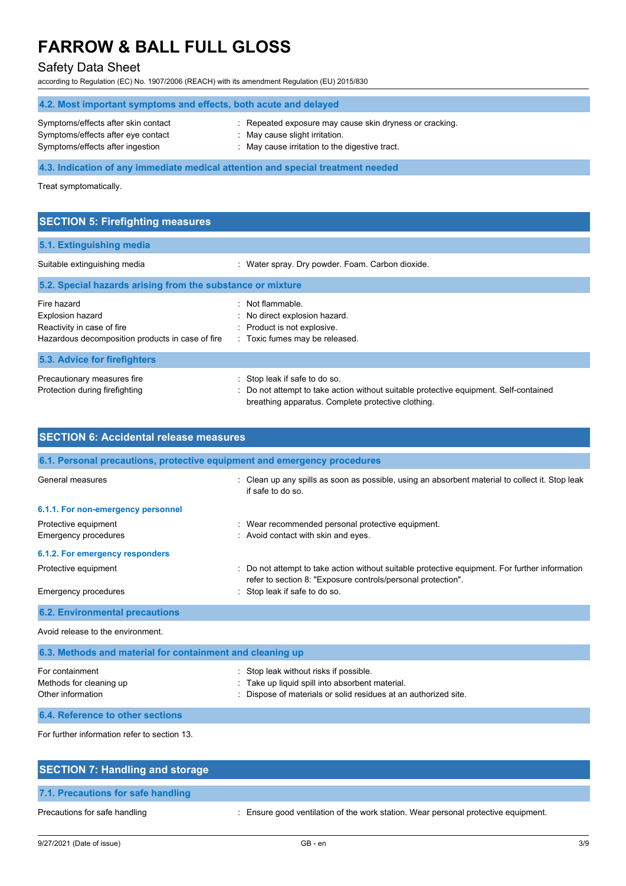## 4.2. Most important symptoms and effects, both acute and delayed

| | |
|---|---|
| Symptoms/effects after skin contact | : Repeated exposure may cause skin dryness or cracking. |
| Symptoms/effects after eye contact | : May cause slight irritation. |
| Symptoms/effects after ingestion | : May cause irritation to the digestive tract. |

## 4.3. Indication of any immediate medical attention and special treatment needed

Treat symptomatically.

# SECTION 5: Firefighting measures

## 5.1. Extinguishing media

| | |
|---|---|
| Suitable extinguishing media | : Water spray. Dry powder. Foam. Carbon dioxide. |

## 5.2. Special hazards arising from the substance or mixture

| | |
|---|---|
| Fire hazard | : Not flammable. |
| Explosion hazard | : No direct explosion hazard. |
| Reactivity in case of fire | : Product is not explosive. |
| Hazardous decomposition products in case of fire | : Toxic fumes may be released. |

## 5.3. Advice for firefighters

| | |
|---|---|
| Precautionary measures fire | : Stop leak if safe to do so. |
| Protection during firefighting | : Do not attempt to take action without suitable protective equipment. Self-contained breathing apparatus. Complete protective clothing. |

# SECTION 6: Accidental release measures

## 6.1. Personal precautions, protective equipment and emergency procedures

| | |
|---|---|
| General measures | : Clean up any spills as soon as possible, using an absorbent material to collect it. Stop leak if safe to do so. |

### 6.1.1. For non-emergency personnel

| | |
|---|---|
| Protective equipment | : Wear recommended personal protective equipment. |
| Emergency procedures | : Avoid contact with skin and eyes. |

### 6.1.2. For emergency responders

| | |
|---|---|
| Protective equipment | : Do not attempt to take action without suitable protective equipment. For further information refer to section 8: "Exposure controls/personal protection". |
| Emergency procedures | : Stop leak if safe to do so. |

## 6.2. Environmental precautions

Avoid release to the environment.

## 6.3. Methods and material for containment and cleaning up

| | |
|---|---|
| For containment | : Stop leak without risks if possible. |
| Methods for cleaning up | : Take up liquid spill into absorbent material. |
| Other information | : Dispose of materials or solid residues at an authorized site. |

## 6.4. Reference to other sections

For further information refer to section 13.

# SECTION 7: Handling and storage

## 7.1. Precautions for safe handling

| | |
|---|---|
| Precautions for safe handling | : Ensure good ventilation of the work station. Wear personal protective equipment. |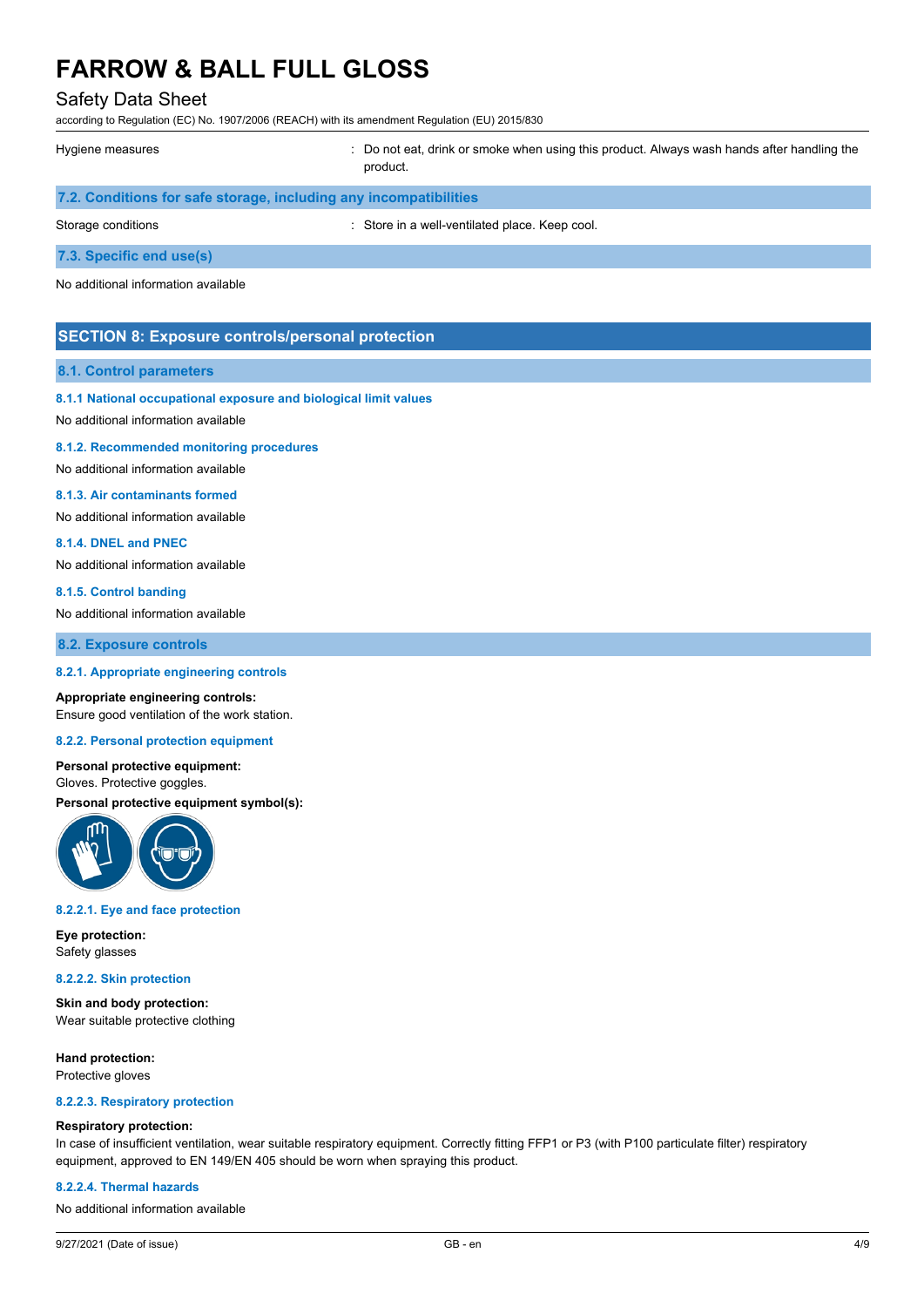Hygiene measures : Do not eat, drink or smoke when using this product. Always wash hands after handling the product.

### 7.2. Conditions for safe storage, including any incompatibilities

Storage conditions : Store in a well-ventilated place. Keep cool.

### 7.3. Specific end use(s)

No additional information available

## SECTION 8: Exposure controls/personal protection

### 8.1. Control parameters

#### 8.1.1 National occupational exposure and biological limit values

No additional information available

#### 8.1.2. Recommended monitoring procedures

No additional information available

#### 8.1.3. Air contaminants formed

No additional information available

#### 8.1.4. DNEL and PNEC

No additional information available

#### 8.1.5. Control banding

No additional information available

### 8.2. Exposure controls

#### 8.2.1. Appropriate engineering controls

**Appropriate engineering controls:**
Ensure good ventilation of the work station.

#### 8.2.2. Personal protection equipment

**Personal protective equipment:**
Gloves. Protective goggles.

**Personal protective equipment symbol(s):**

#### 8.2.2.1. Eye and face protection

**Eye protection:**
Safety glasses

#### 8.2.2.2. Skin protection

**Skin and body protection:**
Wear suitable protective clothing

**Hand protection:**
Protective gloves

#### 8.2.2.3. Respiratory protection

**Respiratory protection:**
In case of insufficient ventilation, wear suitable respiratory equipment. Correctly fitting FFP1 or P3 (with P100 particulate filter) respiratory equipment, approved to EN 149/EN 405 should be worn when spraying this product.

#### 8.2.2.4. Thermal hazards

No additional information available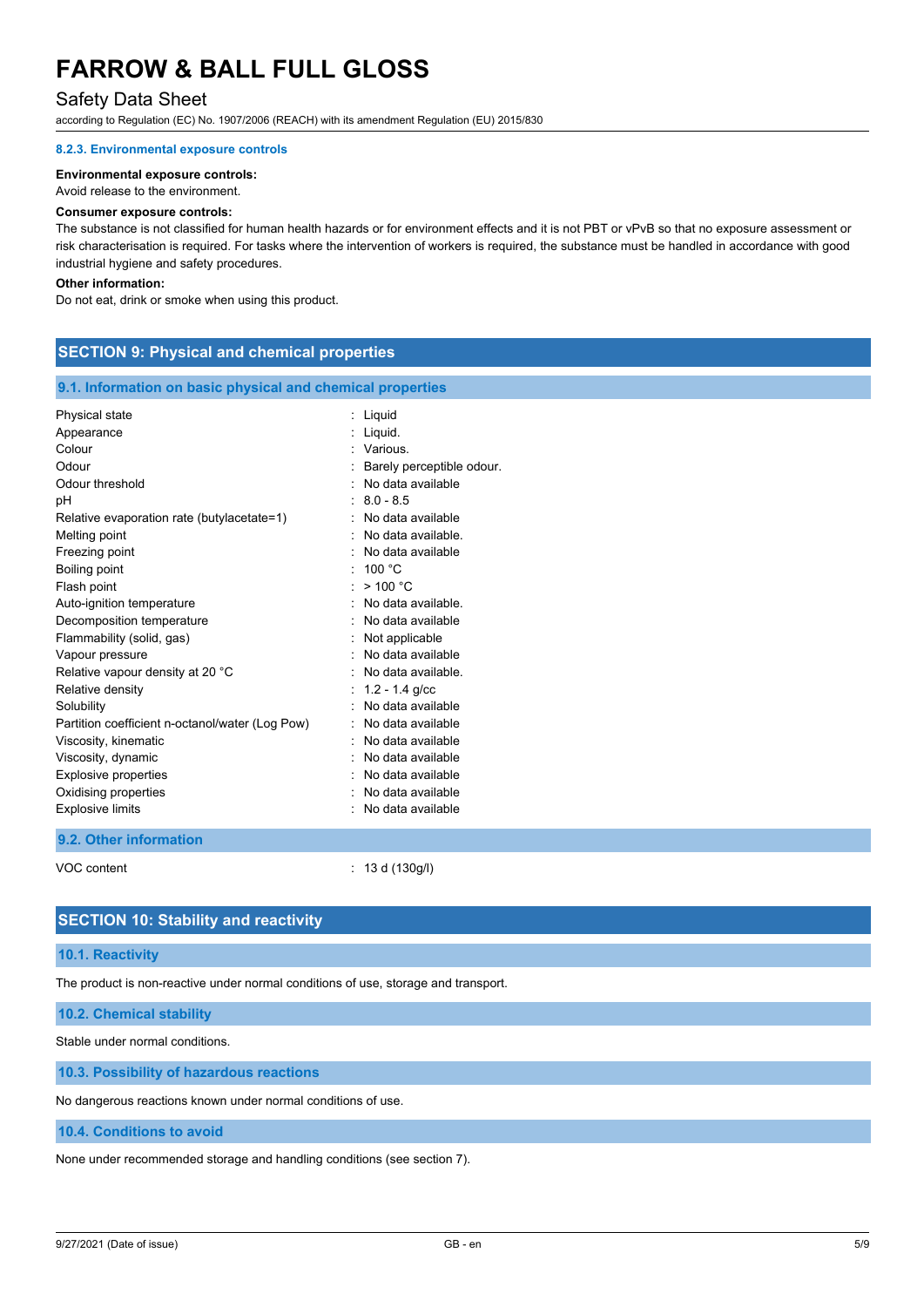#### 8.2.3. Environmental exposure controls

**Environmental exposure controls:**

Avoid release to the environment.

**Consumer exposure controls:**

The substance is not classified for human health hazards or for environment effects and it is not PBT or vPvB so that no exposure assessment or risk characterisation is required. For tasks where the intervention of workers is required, the substance must be handled in accordance with good industrial hygiene and safety procedures.

**Other information:**

Do not eat, drink or smoke when using this product.

## SECTION 9: Physical and chemical properties

### 9.1. Information on basic physical and chemical properties

| | |
|---|---|
| Physical state | : Liquid |
| Appearance | : Liquid. |
| Colour | : Various. |
| Odour | : Barely perceptible odour. |
| Odour threshold | : No data available |
| pH | : 8.0 - 8.5 |
| Relative evaporation rate (butylacetate=1) | : No data available |
| Melting point | : No data available. |
| Freezing point | : No data available |
| Boiling point | : 100 °C |
| Flash point | : > 100 °C |
| Auto-ignition temperature | : No data available. |
| Decomposition temperature | : No data available |
| Flammability (solid, gas) | : Not applicable |
| Vapour pressure | : No data available |
| Relative vapour density at 20 °C | : No data available. |
| Relative density | : 1.2 - 1.4 g/cc |
| Solubility | : No data available |
| Partition coefficient n-octanol/water (Log Pow) | : No data available |
| Viscosity, kinematic | : No data available |
| Viscosity, dynamic | : No data available |
| Explosive properties | : No data available |
| Oxidising properties | : No data available |
| Explosive limits | : No data available |

### 9.2. Other information

| | |
|---|---|
| VOC content | : 13 d (130g/l) |

## SECTION 10: Stability and reactivity

### 10.1. Reactivity

The product is non-reactive under normal conditions of use, storage and transport.

### 10.2. Chemical stability

Stable under normal conditions.

### 10.3. Possibility of hazardous reactions

No dangerous reactions known under normal conditions of use.

### 10.4. Conditions to avoid

None under recommended storage and handling conditions (see section 7).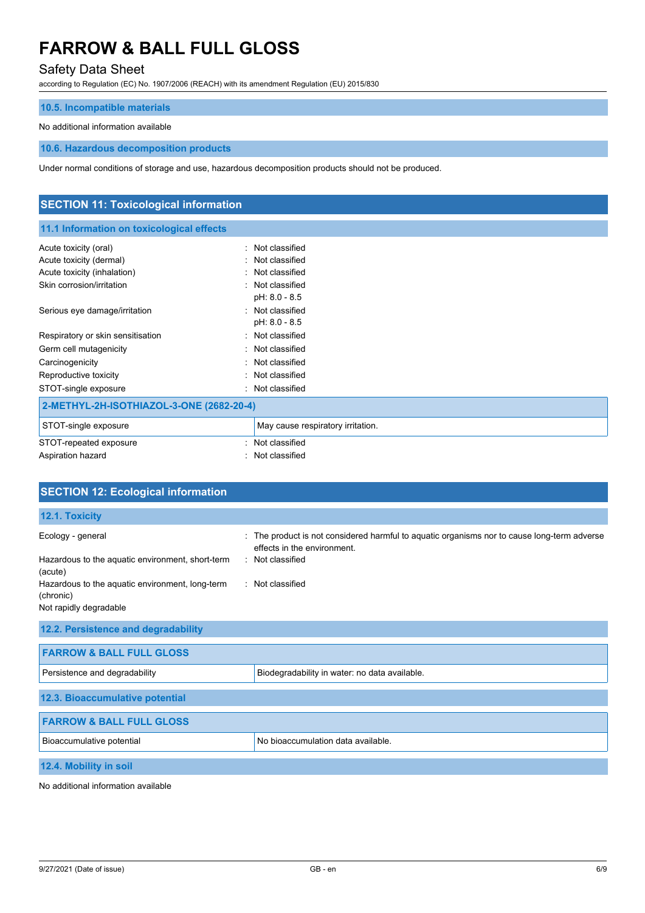### 10.5. Incompatible materials

No additional information available

### 10.6. Hazardous decomposition products

Under normal conditions of storage and use, hazardous decomposition products should not be produced.

## SECTION 11: Toxicological information

### 11.1 Information on toxicological effects

| | |
|---|---|
| Acute toxicity (oral) | : Not classified |
| Acute toxicity (dermal) | : Not classified |
| Acute toxicity (inhalation) | : Not classified |
| Skin corrosion/irritation | : Not classified<br>pH: 8.0 - 8.5 |
| Serious eye damage/irritation | : Not classified<br>pH: 8.0 - 8.5 |
| Respiratory or skin sensitisation | : Not classified |
| Germ cell mutagenicity | : Not classified |
| Carcinogenicity | : Not classified |
| Reproductive toxicity | : Not classified |
| STOT-single exposure | : Not classified |

| 2-METHYL-2H-ISOTHIAZOL-3-ONE (2682-20-4) | |
|---|---|
| STOT-single exposure | May cause respiratory irritation. |

| | |
|---|---|
| STOT-repeated exposure | : Not classified |
| Aspiration hazard | : Not classified |

## SECTION 12: Ecological information

### 12.1. Toxicity

| | |
|---|---|
| Ecology - general | : The product is not considered harmful to aquatic organisms nor to cause long-term adverse effects in the environment. |
| Hazardous to the aquatic environment, short-term (acute) | : Not classified |
| Hazardous to the aquatic environment, long-term (chronic) | : Not classified |

Not rapidly degradable

### 12.2. Persistence and degradability

| FARROW & BALL FULL GLOSS | |
|---|---|
| Persistence and degradability | Biodegradability in water: no data available. |

### 12.3. Bioaccumulative potential

| FARROW & BALL FULL GLOSS | |
|---|---|
| Bioaccumulative potential | No bioaccumulation data available. |

### 12.4. Mobility in soil

No additional information available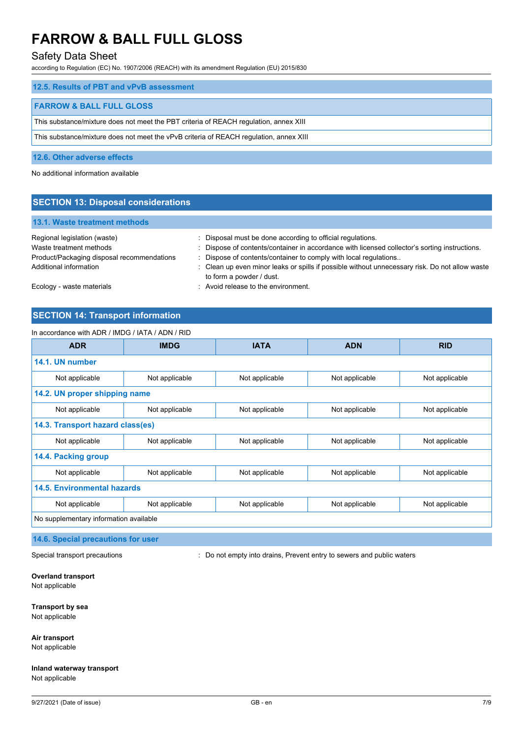### 12.5. Results of PBT and vPvB assessment

| FARROW & BALL FULL GLOSS |
|---|
| This substance/mixture does not meet the PBT criteria of REACH regulation, annex XIII |
| This substance/mixture does not meet the vPvB criteria of REACH regulation, annex XIII |

### 12.6. Other adverse effects

No additional information available

## SECTION 13: Disposal considerations

### 13.1. Waste treatment methods

Regional legislation (waste) : Disposal must be done according to official regulations.

Waste treatment methods : Dispose of contents/container in accordance with licensed collector's sorting instructions.

Product/Packaging disposal recommendations : Dispose of contents/container to comply with local regulations..

Additional information : Clean up even minor leaks or spills if possible without unnecessary risk. Do not allow waste to form a powder / dust.

Ecology - waste materials : Avoid release to the environment.

## SECTION 14: Transport information

In accordance with ADR / IMDG / IATA / ADN / RID

| ADR | IMDG | IATA | ADN | RID |
|---|---|---|---|---|
| **14.1. UN number** | | | | |
| Not applicable | Not applicable | Not applicable | Not applicable | Not applicable |
| **14.2. UN proper shipping name** | | | | |
| Not applicable | Not applicable | Not applicable | Not applicable | Not applicable |
| **14.3. Transport hazard class(es)** | | | | |
| Not applicable | Not applicable | Not applicable | Not applicable | Not applicable |
| **14.4. Packing group** | | | | |
| Not applicable | Not applicable | Not applicable | Not applicable | Not applicable |
| **14.5. Environmental hazards** | | | | |
| Not applicable | Not applicable | Not applicable | Not applicable | Not applicable |
| No supplementary information available | | | | |

### 14.6. Special precautions for user

Special transport precautions : Do not empty into drains, Prevent entry to sewers and public waters

**Overland transport**

Not applicable

**Transport by sea**

Not applicable

**Air transport**

Not applicable

**Inland waterway transport**

Not applicable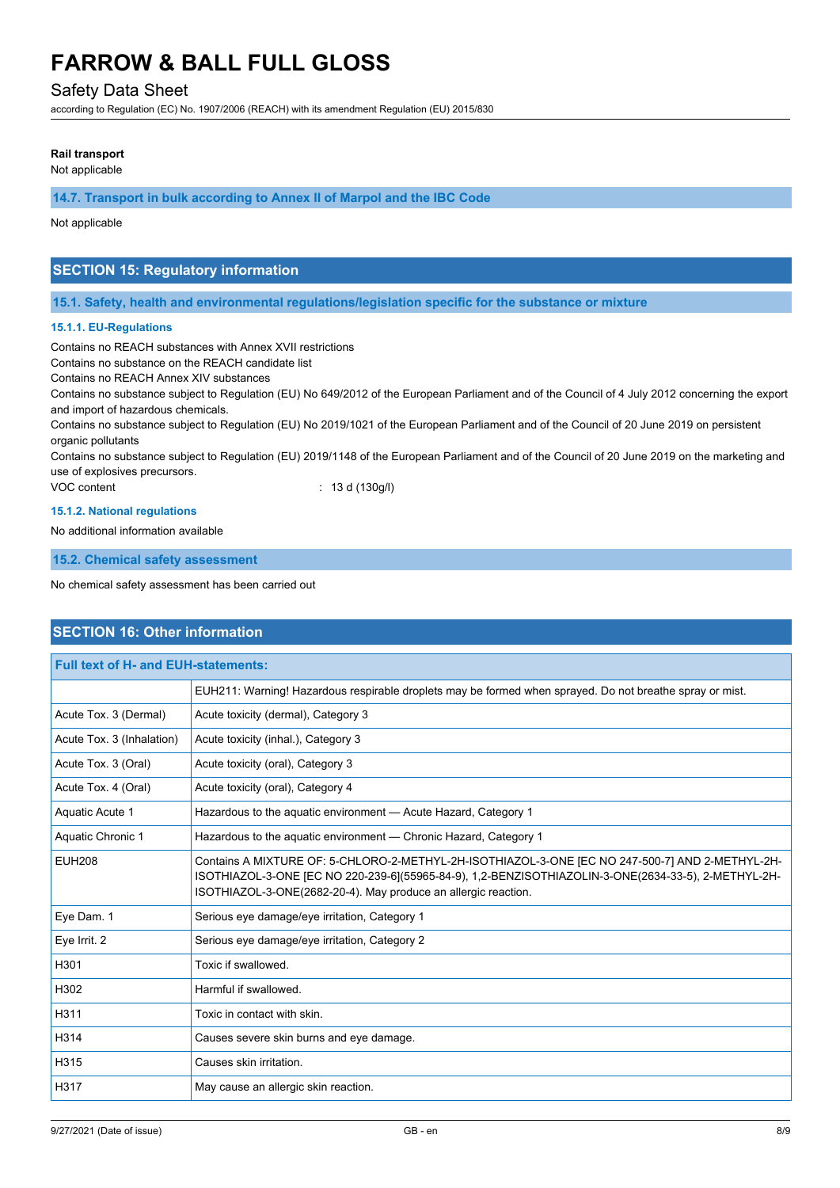**Rail transport**

Not applicable

### 14.7. Transport in bulk according to Annex II of Marpol and the IBC Code

Not applicable

## SECTION 15: Regulatory information

### 15.1. Safety, health and environmental regulations/legislation specific for the substance or mixture

#### 15.1.1. EU-Regulations

Contains no REACH substances with Annex XVII restrictions
Contains no substance on the REACH candidate list
Contains no REACH Annex XIV substances
Contains no substance subject to Regulation (EU) No 649/2012 of the European Parliament and of the Council of 4 July 2012 concerning the export and import of hazardous chemicals.
Contains no substance subject to Regulation (EU) No 2019/1021 of the European Parliament and of the Council of 20 June 2019 on persistent organic pollutants
Contains no substance subject to Regulation (EU) 2019/1148 of the European Parliament and of the Council of 20 June 2019 on the marketing and use of explosives precursors.

VOC content : 13 d (130g/l)

#### 15.1.2. National regulations

No additional information available

### 15.2. Chemical safety assessment

No chemical safety assessment has been carried out

## SECTION 16: Other information

| Full text of H- and EUH-statements: | |
|---|---|
| | EUH211: Warning! Hazardous respirable droplets may be formed when sprayed. Do not breathe spray or mist. |
| Acute Tox. 3 (Dermal) | Acute toxicity (dermal), Category 3 |
| Acute Tox. 3 (Inhalation) | Acute toxicity (inhal.), Category 3 |
| Acute Tox. 3 (Oral) | Acute toxicity (oral), Category 3 |
| Acute Tox. 4 (Oral) | Acute toxicity (oral), Category 4 |
| Aquatic Acute 1 | Hazardous to the aquatic environment — Acute Hazard, Category 1 |
| Aquatic Chronic 1 | Hazardous to the aquatic environment — Chronic Hazard, Category 1 |
| EUH208 | Contains A MIXTURE OF: 5-CHLORO-2-METHYL-2H-ISOTHIAZOL-3-ONE [EC NO 247-500-7] AND 2-METHYL-2H-ISOTHIAZOL-3-ONE [EC NO 220-239-6](55965-84-9), 1,2-BENZISOTHIAZOLIN-3-ONE(2634-33-5), 2-METHYL-2H-ISOTHIAZOL-3-ONE(2682-20-4). May produce an allergic reaction. |
| Eye Dam. 1 | Serious eye damage/eye irritation, Category 1 |
| Eye Irrit. 2 | Serious eye damage/eye irritation, Category 2 |
| H301 | Toxic if swallowed. |
| H302 | Harmful if swallowed. |
| H311 | Toxic in contact with skin. |
| H314 | Causes severe skin burns and eye damage. |
| H315 | Causes skin irritation. |
| H317 | May cause an allergic skin reaction. |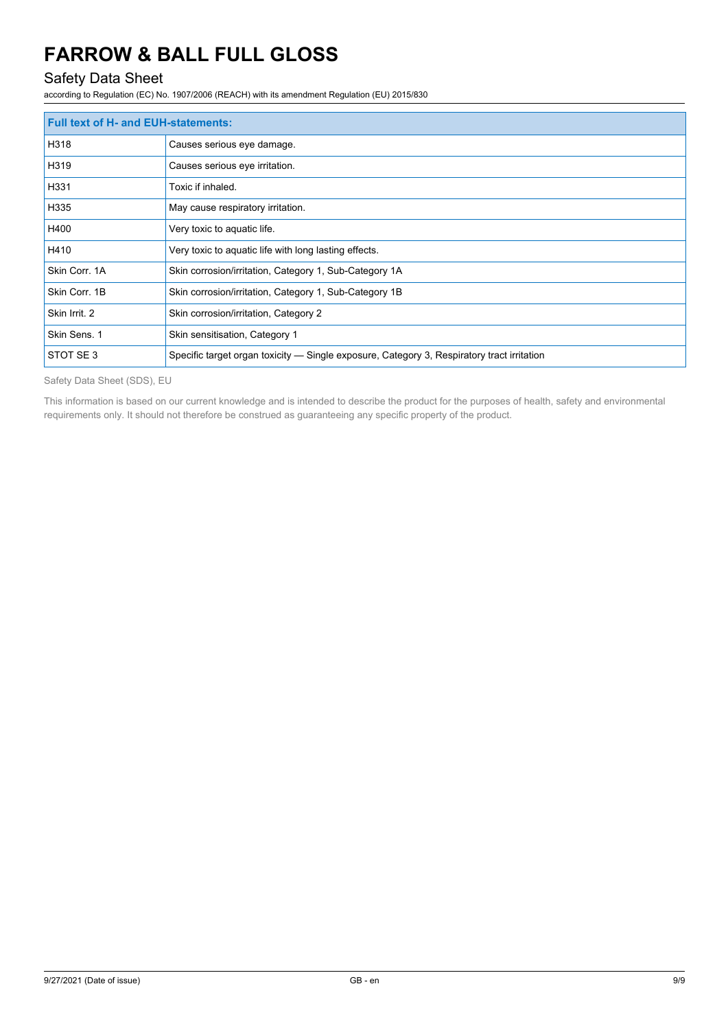| Full text of H- and EUH-statements: | |
|---|---|
| H318 | Causes serious eye damage. |
| H319 | Causes serious eye irritation. |
| H331 | Toxic if inhaled. |
| H335 | May cause respiratory irritation. |
| H400 | Very toxic to aquatic life. |
| H410 | Very toxic to aquatic life with long lasting effects. |
| Skin Corr. 1A | Skin corrosion/irritation, Category 1, Sub-Category 1A |
| Skin Corr. 1B | Skin corrosion/irritation, Category 1, Sub-Category 1B |
| Skin Irrit. 2 | Skin corrosion/irritation, Category 2 |
| Skin Sens. 1 | Skin sensitisation, Category 1 |
| STOT SE 3 | Specific target organ toxicity — Single exposure, Category 3, Respiratory tract irritation |

Safety Data Sheet (SDS), EU

This information is based on our current knowledge and is intended to describe the product for the purposes of health, safety and environmental requirements only. It should not therefore be construed as guaranteeing any specific property of the product.